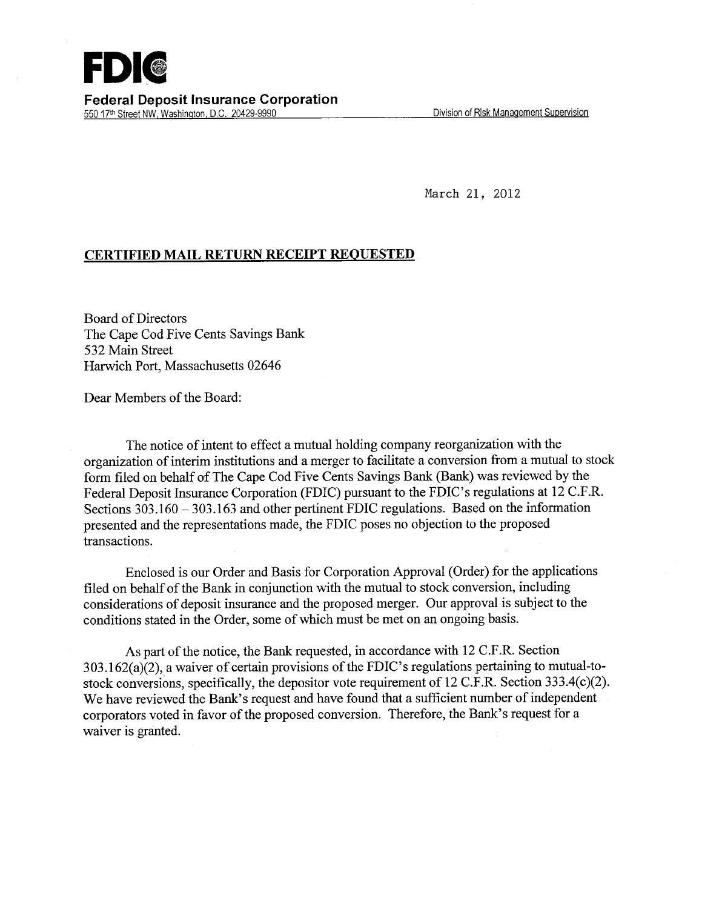**FDIC**

**Federal Deposit Insurance Corporation**

550 17th Street NW, Washington, D.C. 20429-9990 Division of Risk Management Supervision

March 21, 2012

**CERTIFIED MAIL RETURN RECEIPT REQUESTED**

Board of Directors
The Cape Cod Five Cents Savings Bank
532 Main Street
Harwich Port, Massachusetts 02646

Dear Members of the Board:

The notice of intent to effect a mutual holding company reorganization with the organization of interim institutions and a merger to facilitate a conversion from a mutual to stock form filed on behalf of The Cape Cod Five Cents Savings Bank (Bank) was reviewed by the Federal Deposit Insurance Corporation (FDIC) pursuant to the FDIC's regulations at 12 C.F.R. Sections 303.160 – 303.163 and other pertinent FDIC regulations. Based on the information presented and the representations made, the FDIC poses no objection to the proposed transactions.

Enclosed is our Order and Basis for Corporation Approval (Order) for the applications filed on behalf of the Bank in conjunction with the mutual to stock conversion, including considerations of deposit insurance and the proposed merger. Our approval is subject to the conditions stated in the Order, some of which must be met on an ongoing basis.

As part of the notice, the Bank requested, in accordance with 12 C.F.R. Section 303.162(a)(2), a waiver of certain provisions of the FDIC's regulations pertaining to mutual-to-stock conversions, specifically, the depositor vote requirement of 12 C.F.R. Section 333.4(c)(2). We have reviewed the Bank's request and have found that a sufficient number of independent corporators voted in favor of the proposed conversion. Therefore, the Bank's request for a waiver is granted.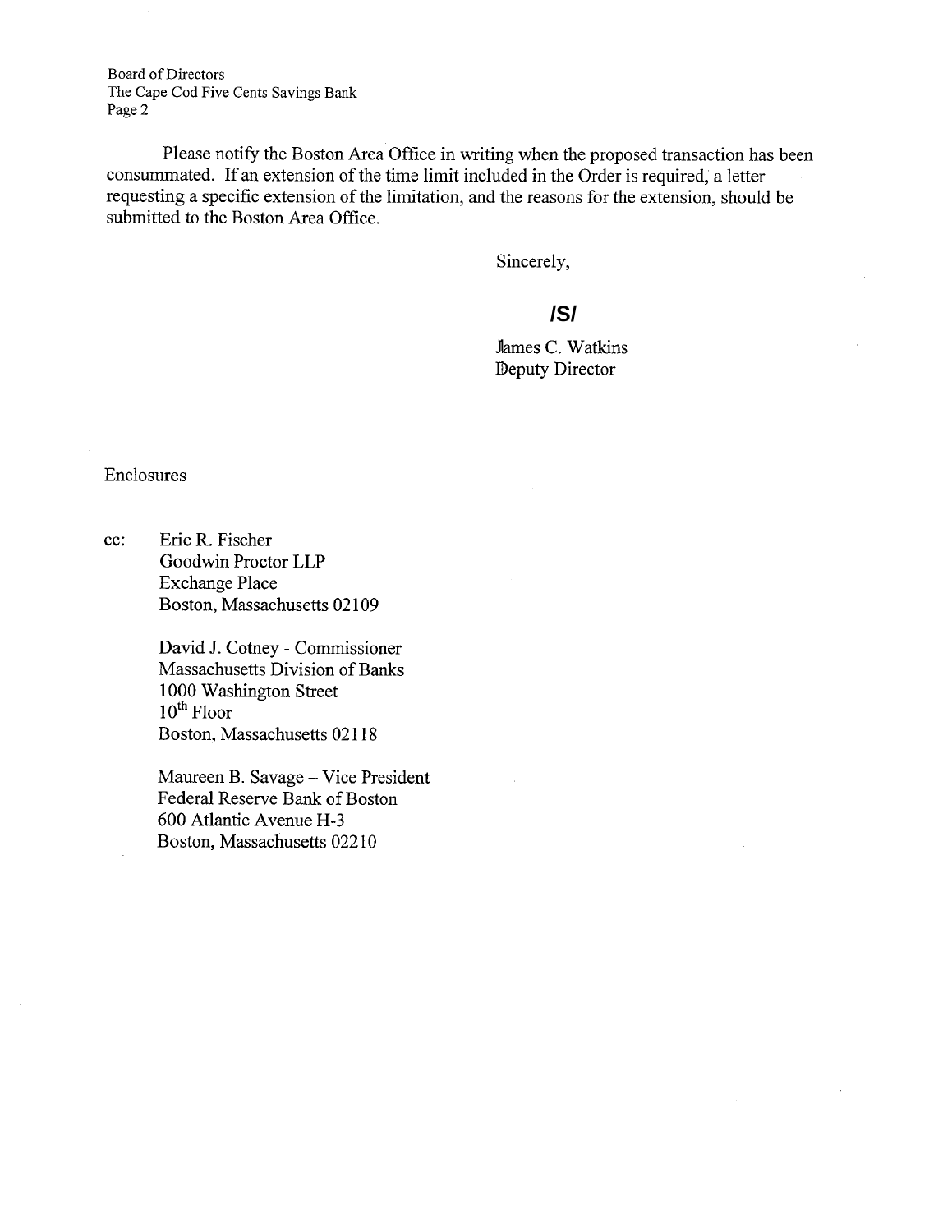Please notify the Boston Area Office in writing when the proposed transaction has been consummated. If an extension of the time limit included in the Order is required, a letter requesting a specific extension of the limitation, and the reasons for the extension, should be submitted to the Boston Area Office.

Sincerely,

**/S/**

James C. Watkins
Deputy Director

Enclosures

cc: Eric R. Fischer
Goodwin Proctor LLP
Exchange Place
Boston, Massachusetts 02109

David J. Cotney - Commissioner
Massachusetts Division of Banks
1000 Washington Street
10th Floor
Boston, Massachusetts 02118

Maureen B. Savage – Vice President
Federal Reserve Bank of Boston
600 Atlantic Avenue H-3
Boston, Massachusetts 02210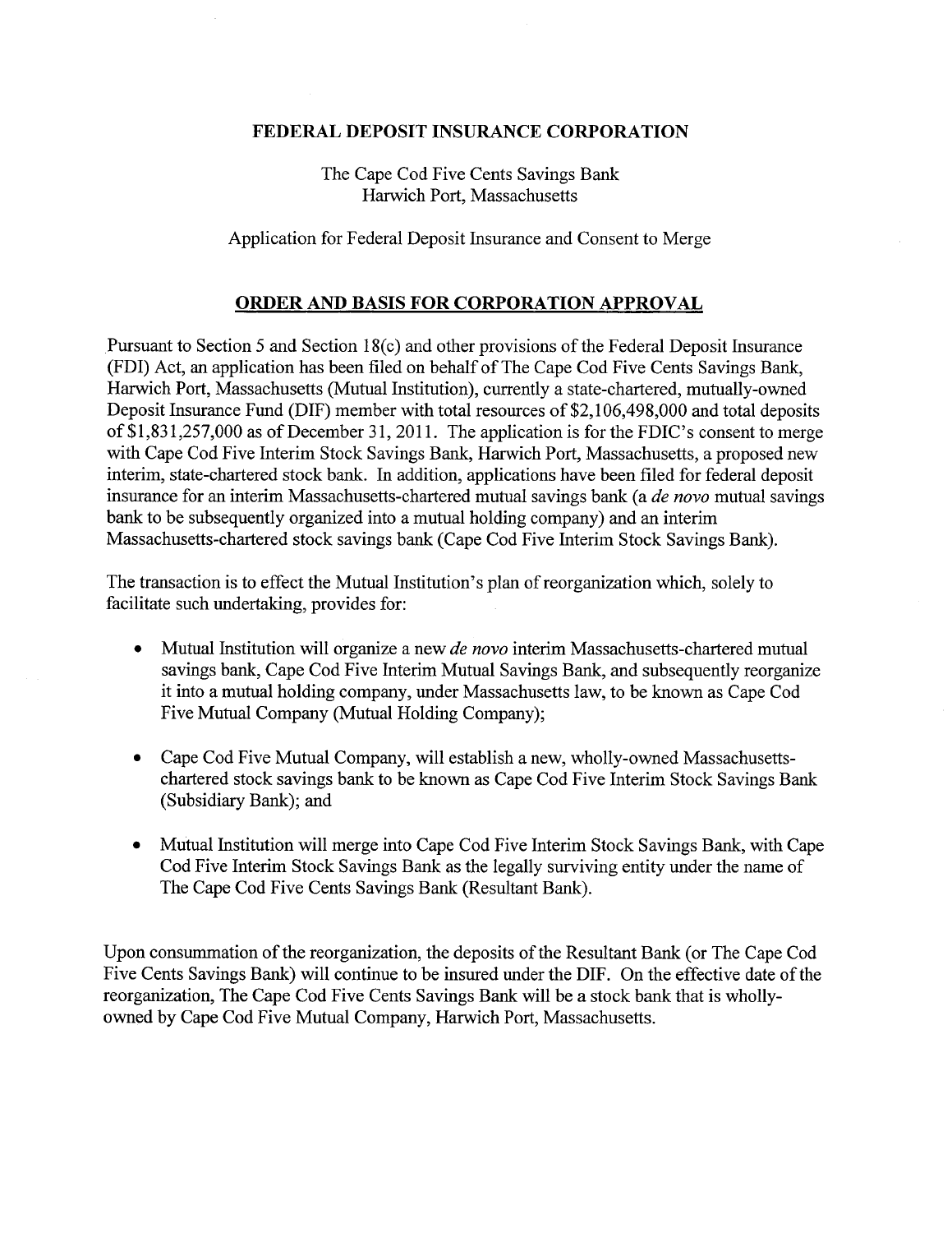**FEDERAL DEPOSIT INSURANCE CORPORATION**

The Cape Cod Five Cents Savings Bank
Harwich Port, Massachusetts

Application for Federal Deposit Insurance and Consent to Merge

## ORDER AND BASIS FOR CORPORATION APPROVAL

Pursuant to Section 5 and Section 18(c) and other provisions of the Federal Deposit Insurance (FDI) Act, an application has been filed on behalf of The Cape Cod Five Cents Savings Bank, Harwich Port, Massachusetts (Mutual Institution), currently a state-chartered, mutually-owned Deposit Insurance Fund (DIF) member with total resources of $2,106,498,000 and total deposits of $1,831,257,000 as of December 31, 2011. The application is for the FDIC's consent to merge with Cape Cod Five Interim Stock Savings Bank, Harwich Port, Massachusetts, a proposed new interim, state-chartered stock bank. In addition, applications have been filed for federal deposit insurance for an interim Massachusetts-chartered mutual savings bank (a *de novo* mutual savings bank to be subsequently organized into a mutual holding company) and an interim Massachusetts-chartered stock savings bank (Cape Cod Five Interim Stock Savings Bank).

The transaction is to effect the Mutual Institution's plan of reorganization which, solely to facilitate such undertaking, provides for:

- Mutual Institution will organize a new *de novo* interim Massachusetts-chartered mutual savings bank, Cape Cod Five Interim Mutual Savings Bank, and subsequently reorganize it into a mutual holding company, under Massachusetts law, to be known as Cape Cod Five Mutual Company (Mutual Holding Company);

- Cape Cod Five Mutual Company, will establish a new, wholly-owned Massachusetts-chartered stock savings bank to be known as Cape Cod Five Interim Stock Savings Bank (Subsidiary Bank); and

- Mutual Institution will merge into Cape Cod Five Interim Stock Savings Bank, with Cape Cod Five Interim Stock Savings Bank as the legally surviving entity under the name of The Cape Cod Five Cents Savings Bank (Resultant Bank).

Upon consummation of the reorganization, the deposits of the Resultant Bank (or The Cape Cod Five Cents Savings Bank) will continue to be insured under the DIF. On the effective date of the reorganization, The Cape Cod Five Cents Savings Bank will be a stock bank that is wholly-owned by Cape Cod Five Mutual Company, Harwich Port, Massachusetts.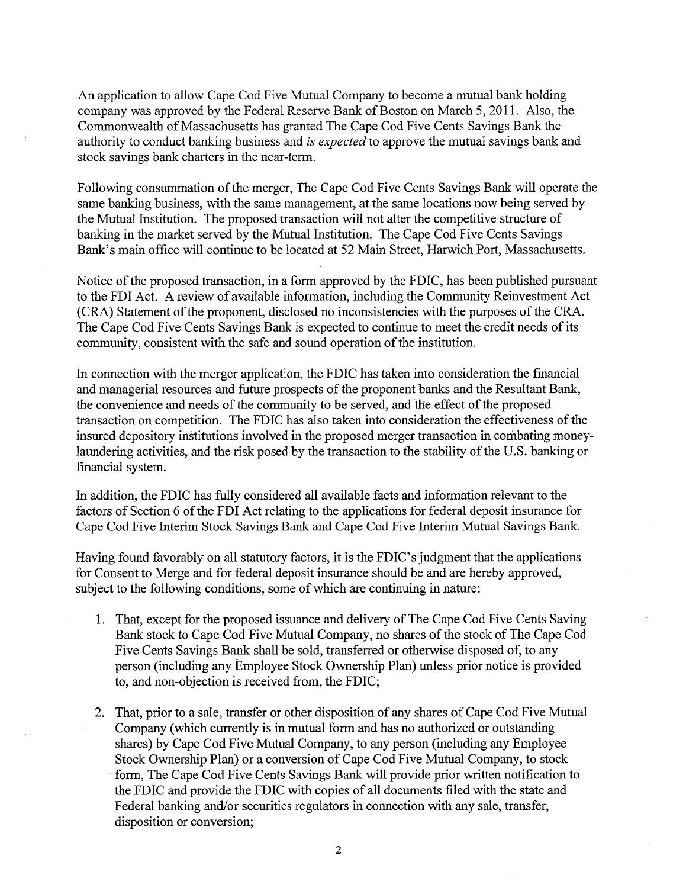An application to allow Cape Cod Five Mutual Company to become a mutual bank holding company was approved by the Federal Reserve Bank of Boston on March 5, 2011. Also, the Commonwealth of Massachusetts has granted The Cape Cod Five Cents Savings Bank the authority to conduct banking business and *is expected* to approve the mutual savings bank and stock savings bank charters in the near-term.

Following consummation of the merger, The Cape Cod Five Cents Savings Bank will operate the same banking business, with the same management, at the same locations now being served by the Mutual Institution. The proposed transaction will not alter the competitive structure of banking in the market served by the Mutual Institution. The Cape Cod Five Cents Savings Bank's main office will continue to be located at 52 Main Street, Harwich Port, Massachusetts.

Notice of the proposed transaction, in a form approved by the FDIC, has been published pursuant to the FDI Act. A review of available information, including the Community Reinvestment Act (CRA) Statement of the proponent, disclosed no inconsistencies with the purposes of the CRA. The Cape Cod Five Cents Savings Bank is expected to continue to meet the credit needs of its community, consistent with the safe and sound operation of the institution.

In connection with the merger application, the FDIC has taken into consideration the financial and managerial resources and future prospects of the proponent banks and the Resultant Bank, the convenience and needs of the community to be served, and the effect of the proposed transaction on competition. The FDIC has also taken into consideration the effectiveness of the insured depository institutions involved in the proposed merger transaction in combating money-laundering activities, and the risk posed by the transaction to the stability of the U.S. banking or financial system.

In addition, the FDIC has fully considered all available facts and information relevant to the factors of Section 6 of the FDI Act relating to the applications for federal deposit insurance for Cape Cod Five Interim Stock Savings Bank and Cape Cod Five Interim Mutual Savings Bank.

Having found favorably on all statutory factors, it is the FDIC's judgment that the applications for Consent to Merge and for federal deposit insurance should be and are hereby approved, subject to the following conditions, some of which are continuing in nature:

1. That, except for the proposed issuance and delivery of The Cape Cod Five Cents Saving Bank stock to Cape Cod Five Mutual Company, no shares of the stock of The Cape Cod Five Cents Savings Bank shall be sold, transferred or otherwise disposed of, to any person (including any Employee Stock Ownership Plan) unless prior notice is provided to, and non-objection is received from, the FDIC;

2. That, prior to a sale, transfer or other disposition of any shares of Cape Cod Five Mutual Company (which currently is in mutual form and has no authorized or outstanding shares) by Cape Cod Five Mutual Company, to any person (including any Employee Stock Ownership Plan) or a conversion of Cape Cod Five Mutual Company, to stock form, The Cape Cod Five Cents Savings Bank will provide prior written notification to the FDIC and provide the FDIC with copies of all documents filed with the state and Federal banking and/or securities regulators in connection with any sale, transfer, disposition or conversion;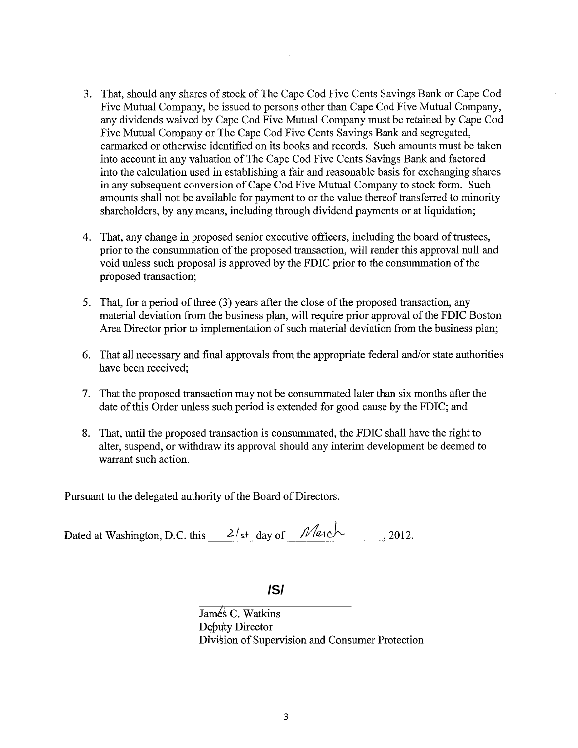3. That, should any shares of stock of The Cape Cod Five Cents Savings Bank or Cape Cod Five Mutual Company, be issued to persons other than Cape Cod Five Mutual Company, any dividends waived by Cape Cod Five Mutual Company must be retained by Cape Cod Five Mutual Company or The Cape Cod Five Cents Savings Bank and segregated, earmarked or otherwise identified on its books and records. Such amounts must be taken into account in any valuation of The Cape Cod Five Cents Savings Bank and factored into the calculation used in establishing a fair and reasonable basis for exchanging shares in any subsequent conversion of Cape Cod Five Mutual Company to stock form. Such amounts shall not be available for payment to or the value thereof transferred to minority shareholders, by any means, including through dividend payments or at liquidation;

4. That, any change in proposed senior executive officers, including the board of trustees, prior to the consummation of the proposed transaction, will render this approval null and void unless such proposal is approved by the FDIC prior to the consummation of the proposed transaction;

5. That, for a period of three (3) years after the close of the proposed transaction, any material deviation from the business plan, will require prior approval of the FDIC Boston Area Director prior to implementation of such material deviation from the business plan;

6. That all necessary and final approvals from the appropriate federal and/or state authorities have been received;

7. That the proposed transaction may not be consummated later than six months after the date of this Order unless such period is extended for good cause by the FDIC; and

8. That, until the proposed transaction is consummated, the FDIC shall have the right to alter, suspend, or withdraw its approval should any interim development be deemed to warrant such action.

Pursuant to the delegated authority of the Board of Directors.

Dated at Washington, D.C. this 21st day of March, 2012.

/S/

James C. Watkins
Deputy Director
Division of Supervision and Consumer Protection